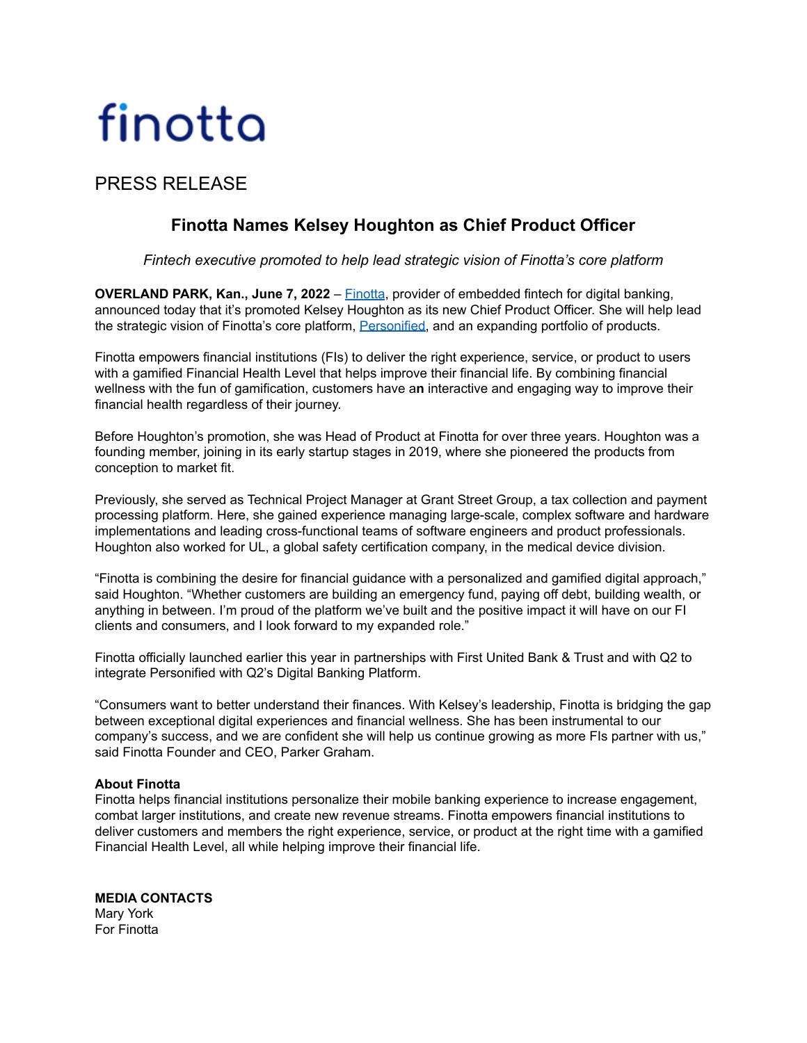finotta

PRESS RELEASE

## Finotta Names Kelsey Houghton as Chief Product Officer

*Fintech executive promoted to help lead strategic vision of Finotta's core platform*

**OVERLAND PARK, Kan., June 7, 2022** – [Finotta](), provider of embedded fintech for digital banking, announced today that it's promoted Kelsey Houghton as its new Chief Product Officer. She will help lead the strategic vision of Finotta's core platform, [Personified](), and an expanding portfolio of products.

Finotta empowers financial institutions (FIs) to deliver the right experience, service, or product to users with a gamified Financial Health Level that helps improve their financial life. By combining financial wellness with the fun of gamification, customers have a**n** interactive and engaging way to improve their financial health regardless of their journey.

Before Houghton's promotion, she was Head of Product at Finotta for over three years. Houghton was a founding member, joining in its early startup stages in 2019, where she pioneered the products from conception to market fit.

Previously, she served as Technical Project Manager at Grant Street Group, a tax collection and payment processing platform. Here, she gained experience managing large-scale, complex software and hardware implementations and leading cross-functional teams of software engineers and product professionals. Houghton also worked for UL, a global safety certification company, in the medical device division.

"Finotta is combining the desire for financial guidance with a personalized and gamified digital approach," said Houghton. "Whether customers are building an emergency fund, paying off debt, building wealth, or anything in between. I'm proud of the platform we've built and the positive impact it will have on our FI clients and consumers, and I look forward to my expanded role."

Finotta officially launched earlier this year in partnerships with First United Bank & Trust and with Q2 to integrate Personified with Q2's Digital Banking Platform.

"Consumers want to better understand their finances. With Kelsey's leadership, Finotta is bridging the gap between exceptional digital experiences and financial wellness. She has been instrumental to our company's success, and we are confident she will help us continue growing as more FIs partner with us," said Finotta Founder and CEO, Parker Graham.

**About Finotta**
Finotta helps financial institutions personalize their mobile banking experience to increase engagement, combat larger institutions, and create new revenue streams. Finotta empowers financial institutions to deliver customers and members the right experience, service, or product at the right time with a gamified Financial Health Level, all while helping improve their financial life.

**MEDIA CONTACTS**
Mary York
For Finotta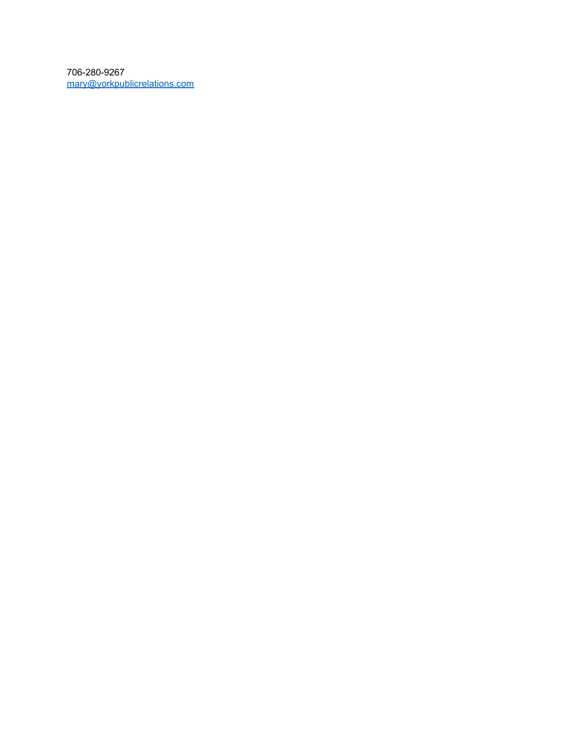706-280-9267
[mary@yorkpublicrelations.com](mailto:mary@yorkpublicrelations.com)